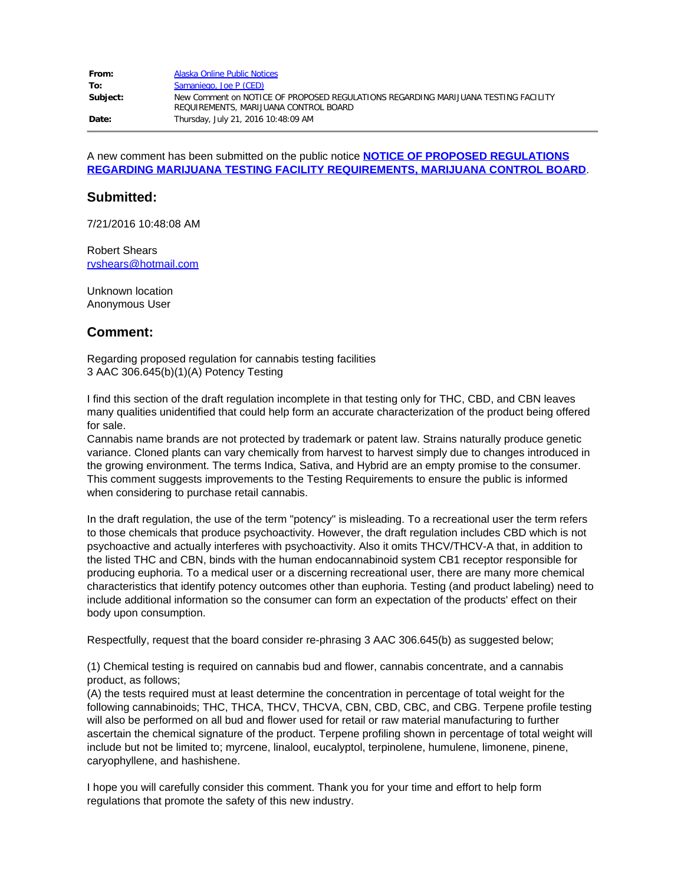| | |
|---|---|
| **From:** | Alaska Online Public Notices |
| **To:** | Samaniego, Joe P (CED) |
| **Subject:** | New Comment on NOTICE OF PROPOSED REGULATIONS REGARDING MARIJUANA TESTING FACILITY REQUIREMENTS, MARIJUANA CONTROL BOARD |
| **Date:** | Thursday, July 21, 2016 10:48:09 AM |

A new comment has been submitted on the public notice **NOTICE OF PROPOSED REGULATIONS REGARDING MARIJUANA TESTING FACILITY REQUIREMENTS, MARIJUANA CONTROL BOARD**.

## Submitted:

7/21/2016 10:48:08 AM

Robert Shears
rvshears@hotmail.com

Unknown location
Anonymous User

## Comment:

Regarding proposed regulation for cannabis testing facilities
3 AAC 306.645(b)(1)(A) Potency Testing

I find this section of the draft regulation incomplete in that testing only for THC, CBD, and CBN leaves many qualities unidentified that could help form an accurate characterization of the product being offered for sale.
Cannabis name brands are not protected by trademark or patent law. Strains naturally produce genetic variance. Cloned plants can vary chemically from harvest to harvest simply due to changes introduced in the growing environment. The terms Indica, Sativa, and Hybrid are an empty promise to the consumer. This comment suggests improvements to the Testing Requirements to ensure the public is informed when considering to purchase retail cannabis.

In the draft regulation, the use of the term "potency" is misleading. To a recreational user the term refers to those chemicals that produce psychoactivity. However, the draft regulation includes CBD which is not psychoactive and actually interferes with psychoactivity. Also it omits THCV/THCV-A that, in addition to the listed THC and CBN, binds with the human endocannabinoid system CB1 receptor responsible for producing euphoria. To a medical user or a discerning recreational user, there are many more chemical characteristics that identify potency outcomes other than euphoria. Testing (and product labeling) need to include additional information so the consumer can form an expectation of the products' effect on their body upon consumption.

Respectfully, request that the board consider re-phrasing 3 AAC 306.645(b) as suggested below;

(1) Chemical testing is required on cannabis bud and flower, cannabis concentrate, and a cannabis product, as follows;
(A) the tests required must at least determine the concentration in percentage of total weight for the following cannabinoids; THC, THCA, THCV, THCVA, CBN, CBD, CBC, and CBG. Terpene profile testing will also be performed on all bud and flower used for retail or raw material manufacturing to further ascertain the chemical signature of the product. Terpene profiling shown in percentage of total weight will include but not be limited to; myrcene, linalool, eucalyptol, terpinolene, humulene, limonene, pinene, caryophyllene, and hashishene.

I hope you will carefully consider this comment. Thank you for your time and effort to help form regulations that promote the safety of this new industry.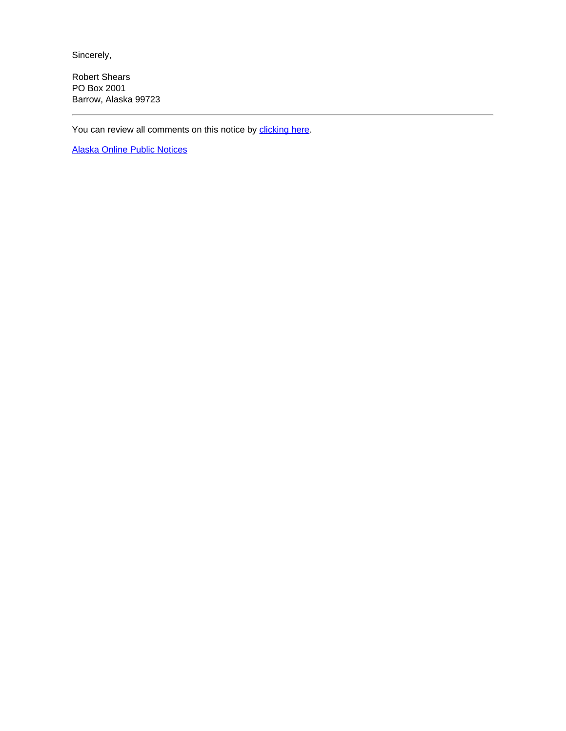Sincerely,

Robert Shears  
PO Box 2001  
Barrow, Alaska 99723

---

You can review all comments on this notice by clicking here.

Alaska Online Public Notices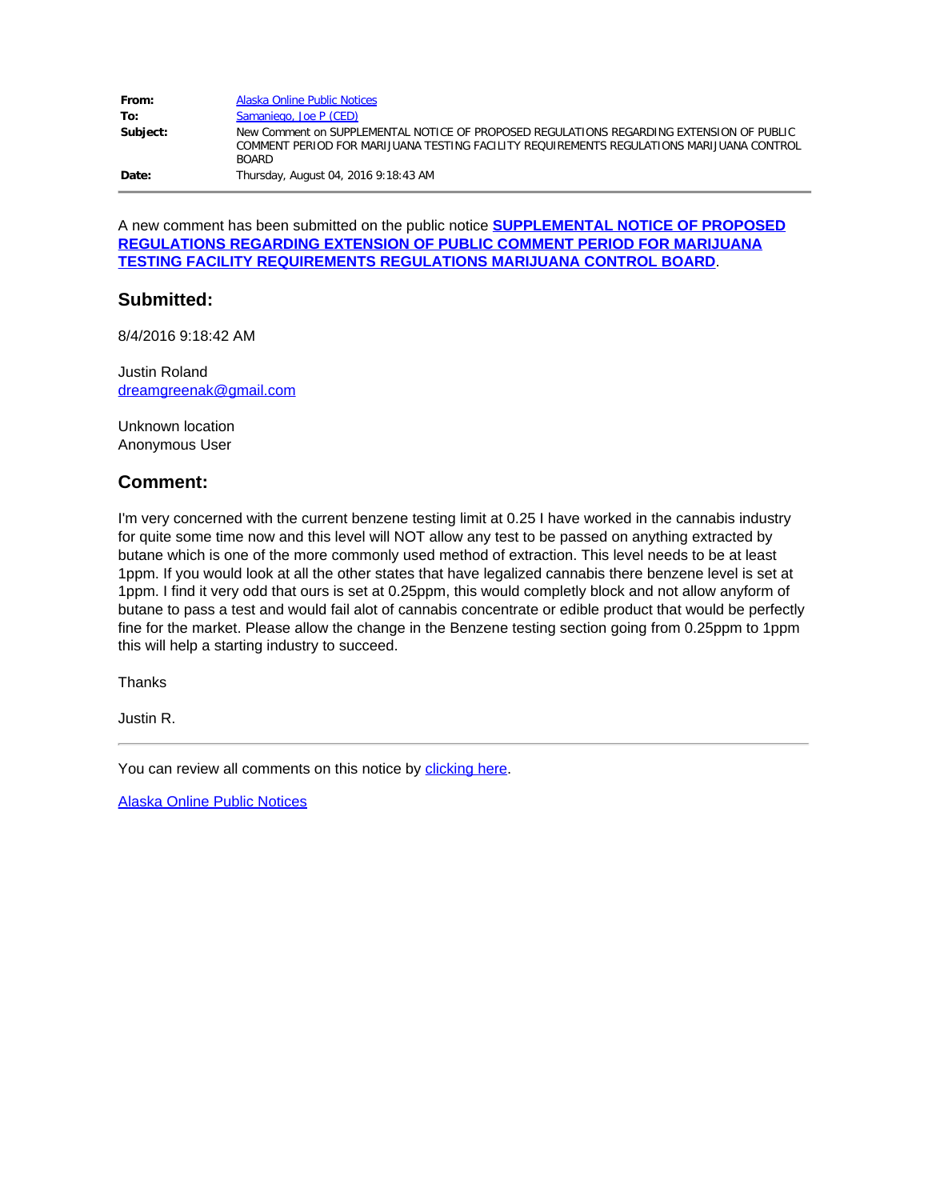| | |
|---|---|
| **From:** | Alaska Online Public Notices |
| **To:** | Samaniego, Joe P (CED) |
| **Subject:** | New Comment on SUPPLEMENTAL NOTICE OF PROPOSED REGULATIONS REGARDING EXTENSION OF PUBLIC COMMENT PERIOD FOR MARIJUANA TESTING FACILITY REQUIREMENTS REGULATIONS MARIJUANA CONTROL BOARD |
| **Date:** | Thursday, August 04, 2016 9:18:43 AM |

---

A new comment has been submitted on the public notice **SUPPLEMENTAL NOTICE OF PROPOSED REGULATIONS REGARDING EXTENSION OF PUBLIC COMMENT PERIOD FOR MARIJUANA TESTING FACILITY REQUIREMENTS REGULATIONS MARIJUANA CONTROL BOARD**.

## Submitted:

8/4/2016 9:18:42 AM

Justin Roland  
dreamgreenak@gmail.com

Unknown location  
Anonymous User

## Comment:

I'm very concerned with the current benzene testing limit at 0.25 I have worked in the cannabis industry for quite some time now and this level will NOT allow any test to be passed on anything extracted by butane which is one of the more commonly used method of extraction. This level needs to be at least 1ppm. If you would look at all the other states that have legalized cannabis there benzene level is set at 1ppm. I find it very odd that ours is set at 0.25ppm, this would completly block and not allow anyform of butane to pass a test and would fail alot of cannabis concentrate or edible product that would be perfectly fine for the market. Please allow the change in the Benzene testing section going from 0.25ppm to 1ppm this will help a starting industry to succeed.

Thanks

Justin R.

---

You can review all comments on this notice by clicking here.

Alaska Online Public Notices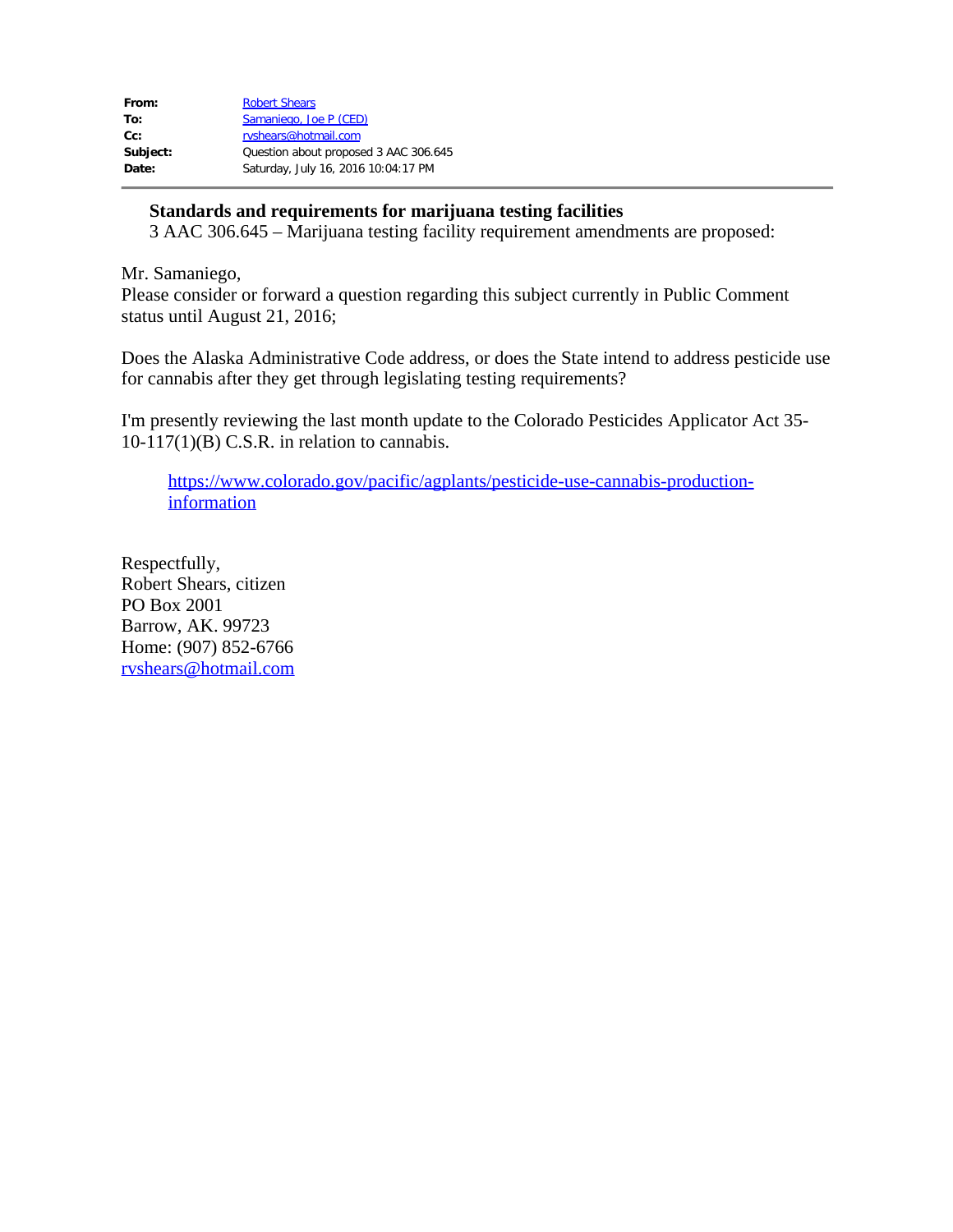| | |
|---|---|
| **From:** | Robert Shears |
| **To:** | Samaniego, Joe P (CED) |
| **Cc:** | rvshears@hotmail.com |
| **Subject:** | Question about proposed 3 AAC 306.645 |
| **Date:** | Saturday, July 16, 2016 10:04:17 PM |

---

**Standards and requirements for marijuana testing facilities**
3 AAC 306.645 – Marijuana testing facility requirement amendments are proposed:

Mr. Samaniego,
Please consider or forward a question regarding this subject currently in Public Comment status until August 21, 2016;

Does the Alaska Administrative Code address, or does the State intend to address pesticide use for cannabis after they get through legislating testing requirements?

I'm presently reviewing the last month update to the Colorado Pesticides Applicator Act 35-10-117(1)(B) C.S.R. in relation to cannabis.

> https://www.colorado.gov/pacific/agplants/pesticide-use-cannabis-production-information

Respectfully,
Robert Shears, citizen
PO Box 2001
Barrow, AK. 99723
Home: (907) 852-6766
rvshears@hotmail.com